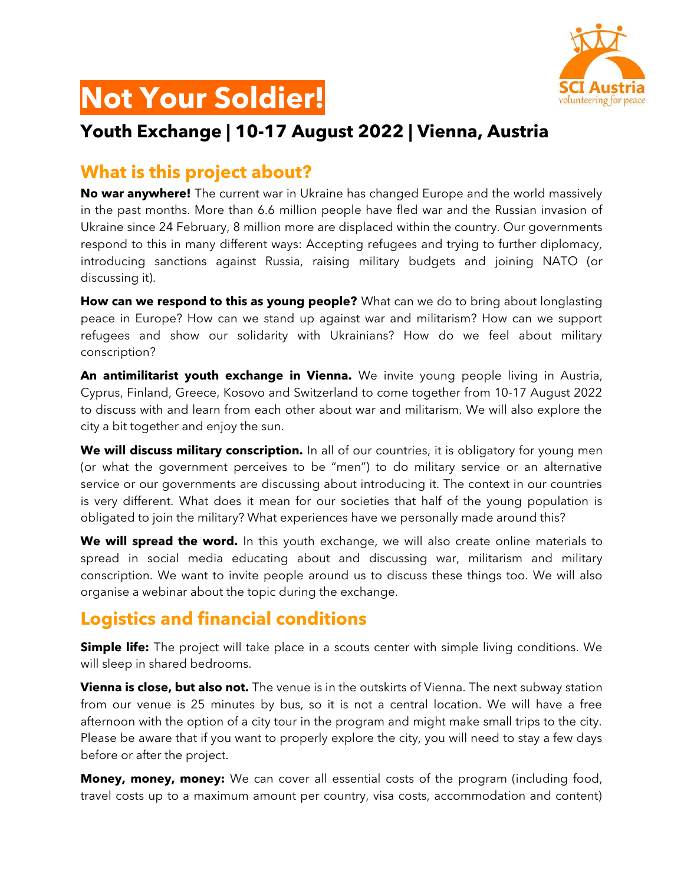# Not Your Soldier!

## Youth Exchange | 10-17 August 2022 | Vienna, Austria

## What is this project about?

**No war anywhere!** The current war in Ukraine has changed Europe and the world massively in the past months. More than 6.6 million people have fled war and the Russian invasion of Ukraine since 24 February, 8 million more are displaced within the country. Our governments respond to this in many different ways: Accepting refugees and trying to further diplomacy, introducing sanctions against Russia, raising military budgets and joining NATO (or discussing it).

**How can we respond to this as young people?** What can we do to bring about longlasting peace in Europe? How can we stand up against war and militarism? How can we support refugees and show our solidarity with Ukrainians? How do we feel about military conscription?

**An antimilitarist youth exchange in Vienna.** We invite young people living in Austria, Cyprus, Finland, Greece, Kosovo and Switzerland to come together from 10-17 August 2022 to discuss with and learn from each other about war and militarism. We will also explore the city a bit together and enjoy the sun.

**We will discuss military conscription.** In all of our countries, it is obligatory for young men (or what the government perceives to be "men") to do military service or an alternative service or our governments are discussing about introducing it. The context in our countries is very different. What does it mean for our societies that half of the young population is obligated to join the military? What experiences have we personally made around this?

**We will spread the word.** In this youth exchange, we will also create online materials to spread in social media educating about and discussing war, militarism and military conscription. We want to invite people around us to discuss these things too. We will also organise a webinar about the topic during the exchange.

## Logistics and financial conditions

**Simple life:** The project will take place in a scouts center with simple living conditions. We will sleep in shared bedrooms.

**Vienna is close, but also not.** The venue is in the outskirts of Vienna. The next subway station from our venue is 25 minutes by bus, so it is not a central location. We will have a free afternoon with the option of a city tour in the program and might make small trips to the city. Please be aware that if you want to properly explore the city, you will need to stay a few days before or after the project.

**Money, money, money:** We can cover all essential costs of the program (including food, travel costs up to a maximum amount per country, visa costs, accommodation and content)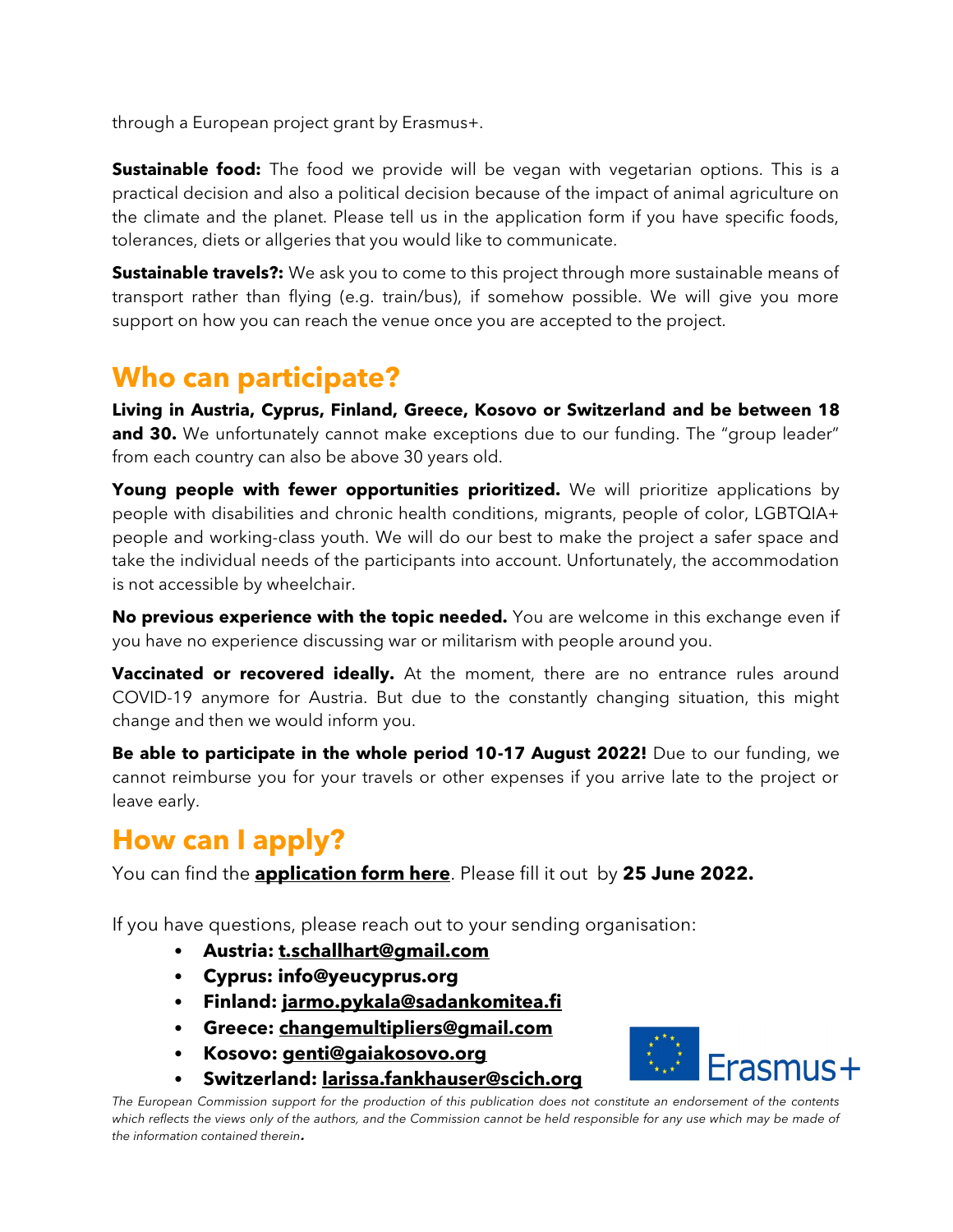through a European project grant by Erasmus+.

**Sustainable food:** The food we provide will be vegan with vegetarian options. This is a practical decision and also a political decision because of the impact of animal agriculture on the climate and the planet. Please tell us in the application form if you have specific foods, tolerances, diets or allgeries that you would like to communicate.

**Sustainable travels?:** We ask you to come to this project through more sustainable means of transport rather than flying (e.g. train/bus), if somehow possible. We will give you more support on how you can reach the venue once you are accepted to the project.

## Who can participate?

**Living in Austria, Cyprus, Finland, Greece, Kosovo or Switzerland and be between 18 and 30.** We unfortunately cannot make exceptions due to our funding. The "group leader" from each country can also be above 30 years old.

**Young people with fewer opportunities prioritized.** We will prioritize applications by people with disabilities and chronic health conditions, migrants, people of color, LGBTQIA+ people and working-class youth. We will do our best to make the project a safer space and take the individual needs of the participants into account. Unfortunately, the accommodation is not accessible by wheelchair.

**No previous experience with the topic needed.** You are welcome in this exchange even if you have no experience discussing war or militarism with people around you.

**Vaccinated or recovered ideally.** At the moment, there are no entrance rules around COVID-19 anymore for Austria. But due to the constantly changing situation, this might change and then we would inform you.

**Be able to participate in the whole period 10-17 August 2022!** Due to our funding, we cannot reimburse you for your travels or other expenses if you arrive late to the project or leave early.

## How can I apply?

You can find the **application form here**. Please fill it out by **25 June 2022.**

If you have questions, please reach out to your sending organisation:

- **Austria: t.schallhart@gmail.com**
- **Cyprus: info@yeucyprus.org**
- **Finland: jarmo.pykala@sadankomitea.fi**
- **Greece: changemultipliers@gmail.com**
- **Kosovo: genti@gaiakosovo.org**
- **Switzerland: larissa.fankhauser@scich.org**

Erasmus+

*The European Commission support for the production of this publication does not constitute an endorsement of the contents which reflects the views only of the authors, and the Commission cannot be held responsible for any use which may be made of the information contained therein.*